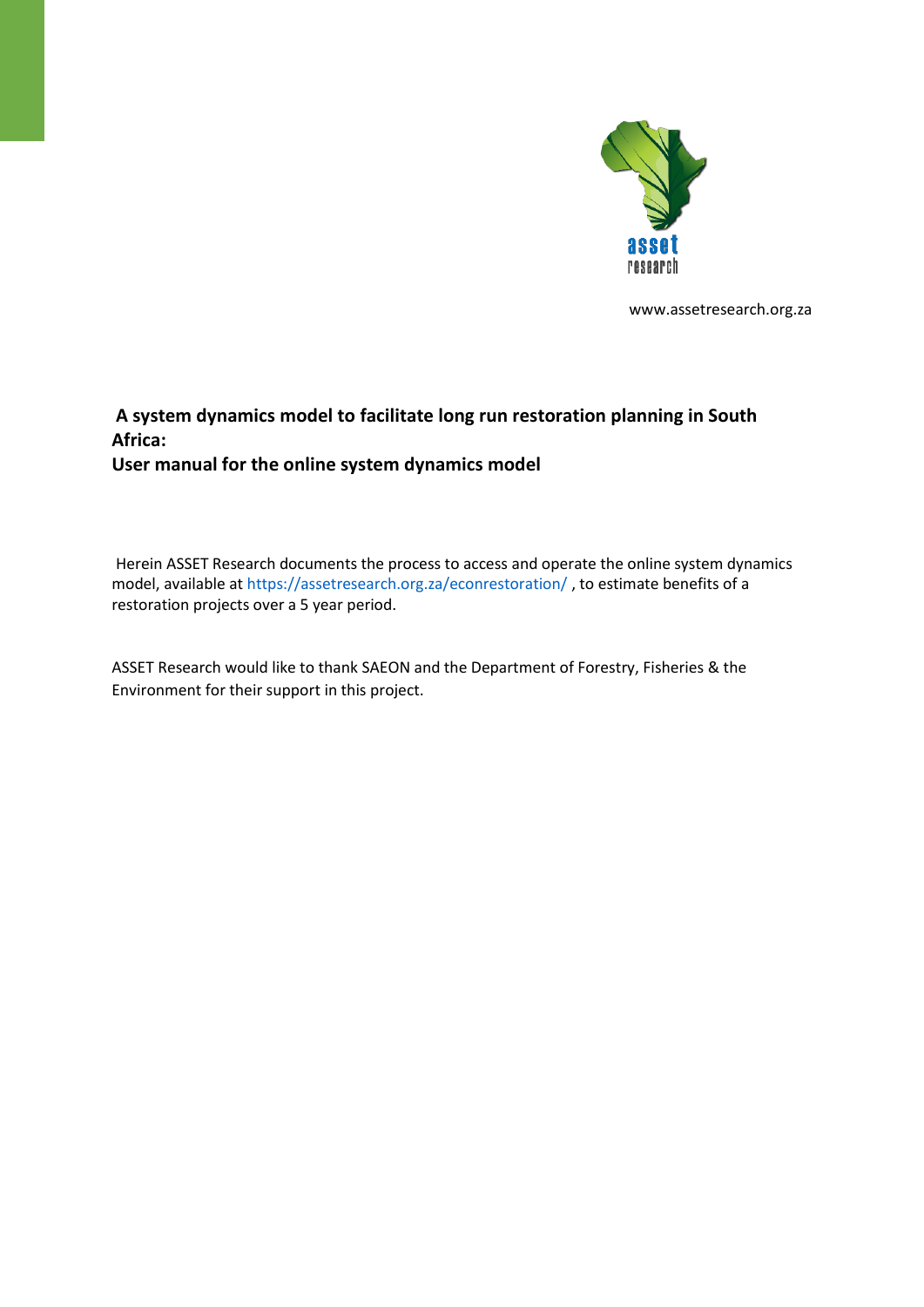www.assetresearch.org.za

# A system dynamics model to facilitate long run restoration planning in South Africa: User manual for the online system dynamics model

Herein ASSET Research documents the process to access and operate the online system dynamics model, available at https://assetresearch.org.za/econrestoration/ , to estimate benefits of a restoration projects over a 5 year period.

ASSET Research would like to thank SAEON and the Department of Forestry, Fisheries & the Environment for their support in this project.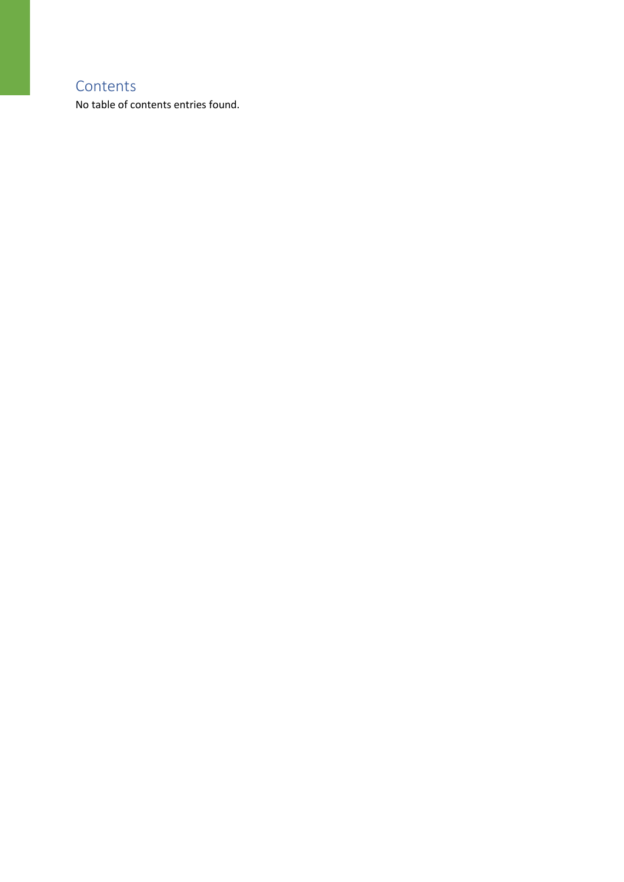# Contents

No table of contents entries found.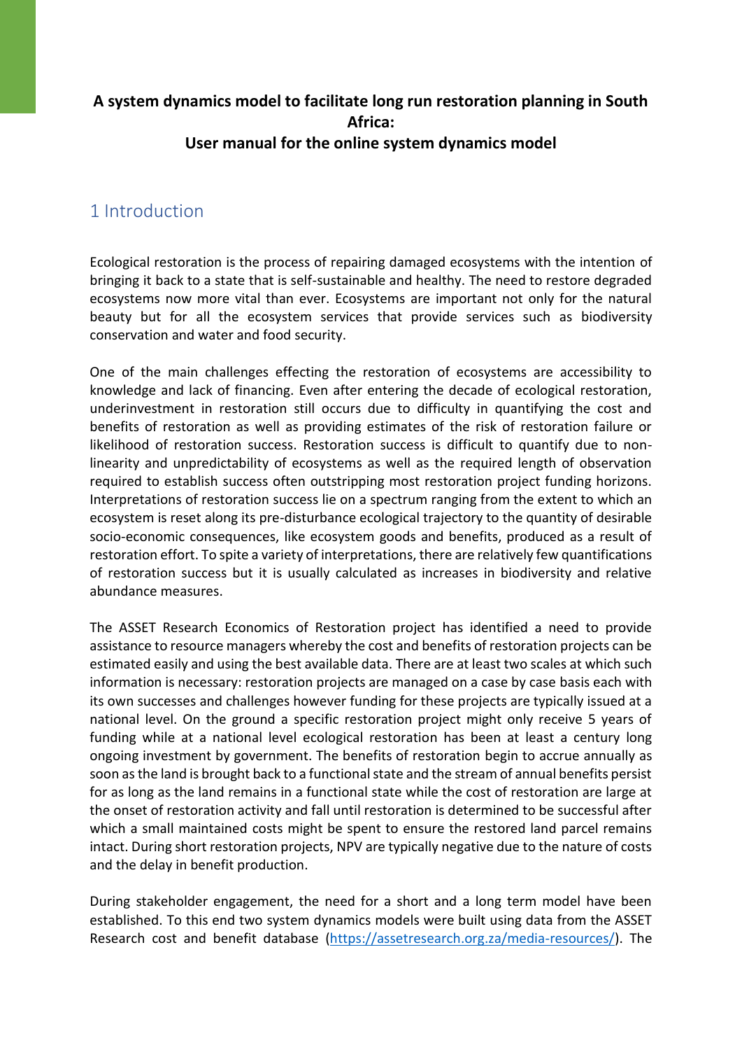**A system dynamics model to facilitate long run restoration planning in South Africa:**
**User manual for the online system dynamics model**

## 1 Introduction

Ecological restoration is the process of repairing damaged ecosystems with the intention of bringing it back to a state that is self-sustainable and healthy. The need to restore degraded ecosystems now more vital than ever. Ecosystems are important not only for the natural beauty but for all the ecosystem services that provide services such as biodiversity conservation and water and food security.

One of the main challenges effecting the restoration of ecosystems are accessibility to knowledge and lack of financing. Even after entering the decade of ecological restoration, underinvestment in restoration still occurs due to difficulty in quantifying the cost and benefits of restoration as well as providing estimates of the risk of restoration failure or likelihood of restoration success. Restoration success is difficult to quantify due to non-linearity and unpredictability of ecosystems as well as the required length of observation required to establish success often outstripping most restoration project funding horizons. Interpretations of restoration success lie on a spectrum ranging from the extent to which an ecosystem is reset along its pre-disturbance ecological trajectory to the quantity of desirable socio-economic consequences, like ecosystem goods and benefits, produced as a result of restoration effort. To spite a variety of interpretations, there are relatively few quantifications of restoration success but it is usually calculated as increases in biodiversity and relative abundance measures.

The ASSET Research Economics of Restoration project has identified a need to provide assistance to resource managers whereby the cost and benefits of restoration projects can be estimated easily and using the best available data. There are at least two scales at which such information is necessary: restoration projects are managed on a case by case basis each with its own successes and challenges however funding for these projects are typically issued at a national level. On the ground a specific restoration project might only receive 5 years of funding while at a national level ecological restoration has been at least a century long ongoing investment by government. The benefits of restoration begin to accrue annually as soon as the land is brought back to a functional state and the stream of annual benefits persist for as long as the land remains in a functional state while the cost of restoration are large at the onset of restoration activity and fall until restoration is determined to be successful after which a small maintained costs might be spent to ensure the restored land parcel remains intact. During short restoration projects, NPV are typically negative due to the nature of costs and the delay in benefit production.

During stakeholder engagement, the need for a short and a long term model have been established. To this end two system dynamics models were built using data from the ASSET Research cost and benefit database (https://assetresearch.org.za/media-resources/). The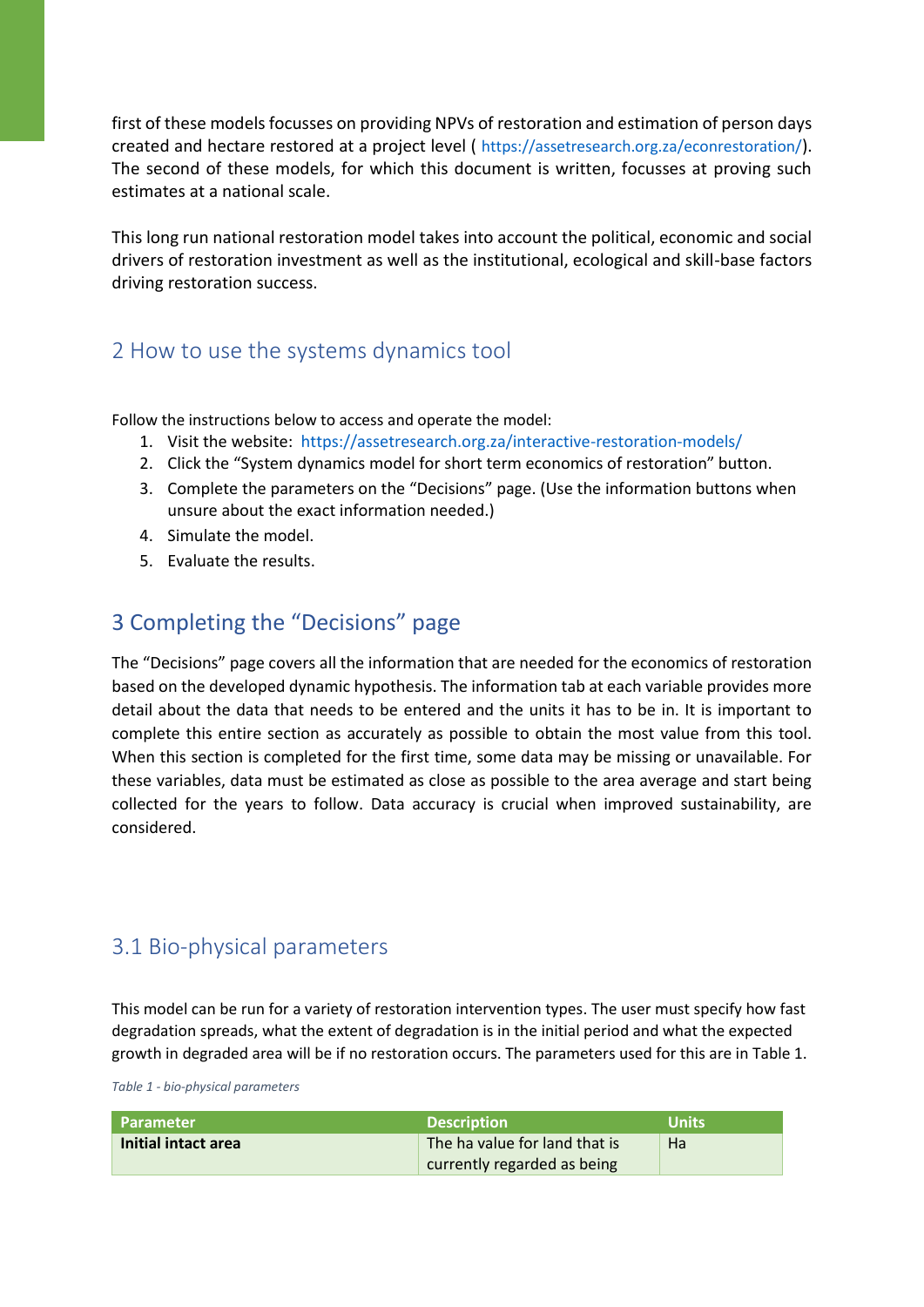first of these models focusses on providing NPVs of restoration and estimation of person days created and hectare restored at a project level ( https://assetresearch.org.za/econrestoration/). The second of these models, for which this document is written, focusses at proving such estimates at a national scale.

This long run national restoration model takes into account the political, economic and social drivers of restoration investment as well as the institutional, ecological and skill-base factors driving restoration success.

## 2 How to use the systems dynamics tool

Follow the instructions below to access and operate the model:

1. Visit the website: https://assetresearch.org.za/interactive-restoration-models/
2. Click the "System dynamics model for short term economics of restoration" button.
3. Complete the parameters on the "Decisions" page. (Use the information buttons when unsure about the exact information needed.)
4. Simulate the model.
5. Evaluate the results.

## 3 Completing the "Decisions" page

The "Decisions" page covers all the information that are needed for the economics of restoration based on the developed dynamic hypothesis. The information tab at each variable provides more detail about the data that needs to be entered and the units it has to be in. It is important to complete this entire section as accurately as possible to obtain the most value from this tool. When this section is completed for the first time, some data may be missing or unavailable. For these variables, data must be estimated as close as possible to the area average and start being collected for the years to follow. Data accuracy is crucial when improved sustainability, are considered.

### 3.1 Bio-physical parameters

This model can be run for a variety of restoration intervention types. The user must specify how fast degradation spreads, what the extent of degradation is in the initial period and what the expected growth in degraded area will be if no restoration occurs. The parameters used for this are in Table 1.

*Table 1 - bio-physical parameters*

| Parameter | Description | Units |
|---|---|---|
| **Initial intact area** | The ha value for land that is currently regarded as being | Ha |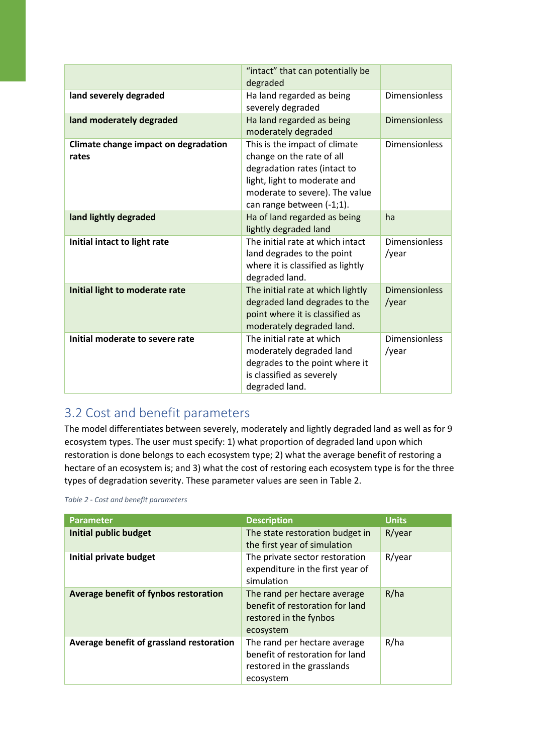| | | |
|---|---|---|
| | "intact" that can potentially be degraded | |
| **land severely degraded** | Ha land regarded as being severely degraded | Dimensionless |
| **land moderately degraded** | Ha land regarded as being moderately degraded | Dimensionless |
| **Climate change impact on degradation rates** | This is the impact of climate change on the rate of all degradation rates (intact to light, light to moderate and moderate to severe). The value can range between (-1;1). | Dimensionless |
| **land lightly degraded** | Ha of land regarded as being lightly degraded land | ha |
| **Initial intact to light rate** | The initial rate at which intact land degrades to the point where it is classified as lightly degraded land. | Dimensionless /year |
| **Initial light to moderate rate** | The initial rate at which lightly degraded land degrades to the point where it is classified as moderately degraded land. | Dimensionless /year |
| **Initial moderate to severe rate** | The initial rate at which moderately degraded land degrades to the point where it is classified as severely degraded land. | Dimensionless /year |

## 3.2 Cost and benefit parameters

The model differentiates between severely, moderately and lightly degraded land as well as for 9 ecosystem types. The user must specify: 1) what proportion of degraded land upon which restoration is done belongs to each ecosystem type; 2) what the average benefit of restoring a hectare of an ecosystem is; and 3) what the cost of restoring each ecosystem type is for the three types of degradation severity. These parameter values are seen in Table 2.

*Table 2 - Cost and benefit parameters*

| Parameter | Description | Units |
|---|---|---|
| **Initial public budget** | The state restoration budget in the first year of simulation | R/year |
| **Initial private budget** | The private sector restoration expenditure in the first year of simulation | R/year |
| **Average benefit of fynbos restoration** | The rand per hectare average benefit of restoration for land restored in the fynbos ecosystem | R/ha |
| **Average benefit of grassland restoration** | The rand per hectare average benefit of restoration for land restored in the grasslands ecosystem | R/ha |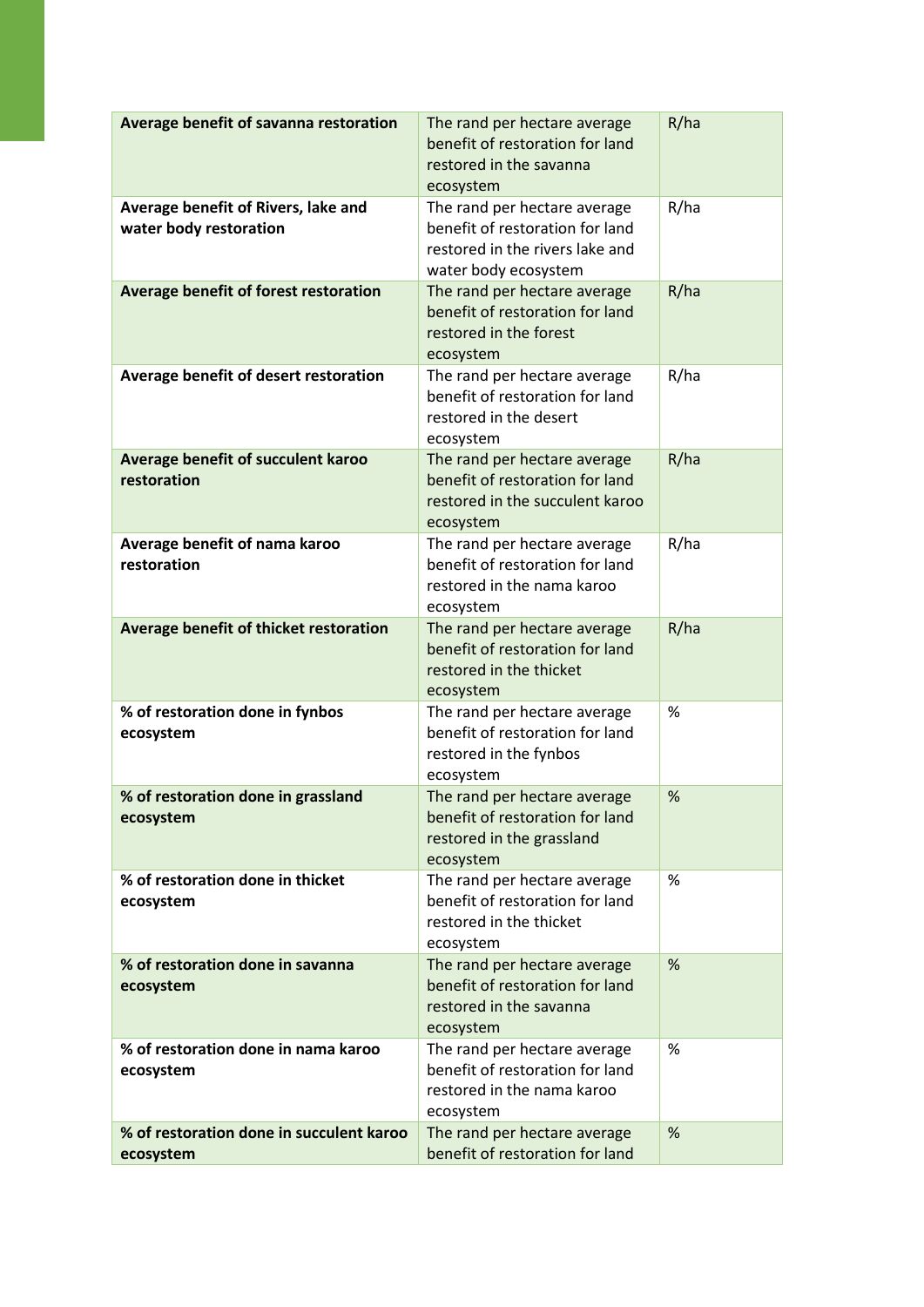| | | |
|---|---|---|
| **Average benefit of savanna restoration** | The rand per hectare average benefit of restoration for land restored in the savanna ecosystem | R/ha |
| **Average benefit of Rivers, lake and water body restoration** | The rand per hectare average benefit of restoration for land restored in the rivers lake and water body ecosystem | R/ha |
| **Average benefit of forest restoration** | The rand per hectare average benefit of restoration for land restored in the forest ecosystem | R/ha |
| **Average benefit of desert restoration** | The rand per hectare average benefit of restoration for land restored in the desert ecosystem | R/ha |
| **Average benefit of succulent karoo restoration** | The rand per hectare average benefit of restoration for land restored in the succulent karoo ecosystem | R/ha |
| **Average benefit of nama karoo restoration** | The rand per hectare average benefit of restoration for land restored in the nama karoo ecosystem | R/ha |
| **Average benefit of thicket restoration** | The rand per hectare average benefit of restoration for land restored in the thicket ecosystem | R/ha |
| **% of restoration done in fynbos ecosystem** | The rand per hectare average benefit of restoration for land restored in the fynbos ecosystem | % |
| **% of restoration done in grassland ecosystem** | The rand per hectare average benefit of restoration for land restored in the grassland ecosystem | % |
| **% of restoration done in thicket ecosystem** | The rand per hectare average benefit of restoration for land restored in the thicket ecosystem | % |
| **% of restoration done in savanna ecosystem** | The rand per hectare average benefit of restoration for land restored in the savanna ecosystem | % |
| **% of restoration done in nama karoo ecosystem** | The rand per hectare average benefit of restoration for land restored in the nama karoo ecosystem | % |
| **% of restoration done in succulent karoo ecosystem** | The rand per hectare average benefit of restoration for land | % |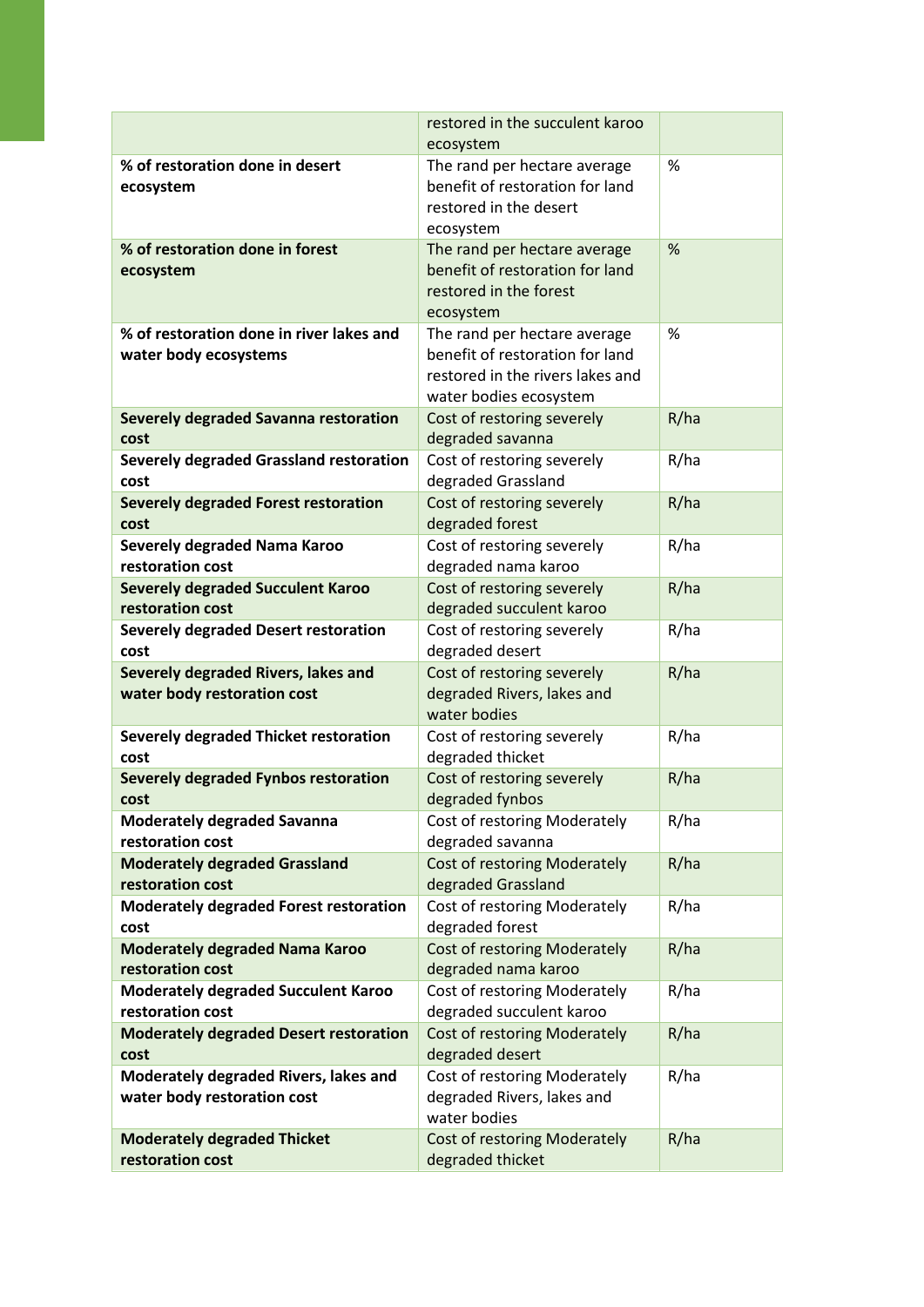| | | |
|---|---|---|
| | restored in the succulent karoo ecosystem | |
| **% of restoration done in desert ecosystem** | The rand per hectare average benefit of restoration for land restored in the desert ecosystem | % |
| **% of restoration done in forest ecosystem** | The rand per hectare average benefit of restoration for land restored in the forest ecosystem | % |
| **% of restoration done in river lakes and water body ecosystems** | The rand per hectare average benefit of restoration for land restored in the rivers lakes and water bodies ecosystem | % |
| **Severely degraded Savanna restoration cost** | Cost of restoring severely degraded savanna | R/ha |
| **Severely degraded Grassland restoration cost** | Cost of restoring severely degraded Grassland | R/ha |
| **Severely degraded Forest restoration cost** | Cost of restoring severely degraded forest | R/ha |
| **Severely degraded Nama Karoo restoration cost** | Cost of restoring severely degraded nama karoo | R/ha |
| **Severely degraded Succulent Karoo restoration cost** | Cost of restoring severely degraded succulent karoo | R/ha |
| **Severely degraded Desert restoration cost** | Cost of restoring severely degraded desert | R/ha |
| **Severely degraded Rivers, lakes and water body restoration cost** | Cost of restoring severely degraded Rivers, lakes and water bodies | R/ha |
| **Severely degraded Thicket restoration cost** | Cost of restoring severely degraded thicket | R/ha |
| **Severely degraded Fynbos restoration cost** | Cost of restoring severely degraded fynbos | R/ha |
| **Moderately degraded Savanna restoration cost** | Cost of restoring Moderately degraded savanna | R/ha |
| **Moderately degraded Grassland restoration cost** | Cost of restoring Moderately degraded Grassland | R/ha |
| **Moderately degraded Forest restoration cost** | Cost of restoring Moderately degraded forest | R/ha |
| **Moderately degraded Nama Karoo restoration cost** | Cost of restoring Moderately degraded nama karoo | R/ha |
| **Moderately degraded Succulent Karoo restoration cost** | Cost of restoring Moderately degraded succulent karoo | R/ha |
| **Moderately degraded Desert restoration cost** | Cost of restoring Moderately degraded desert | R/ha |
| **Moderately degraded Rivers, lakes and water body restoration cost** | Cost of restoring Moderately degraded Rivers, lakes and water bodies | R/ha |
| **Moderately degraded Thicket restoration cost** | Cost of restoring Moderately degraded thicket | R/ha |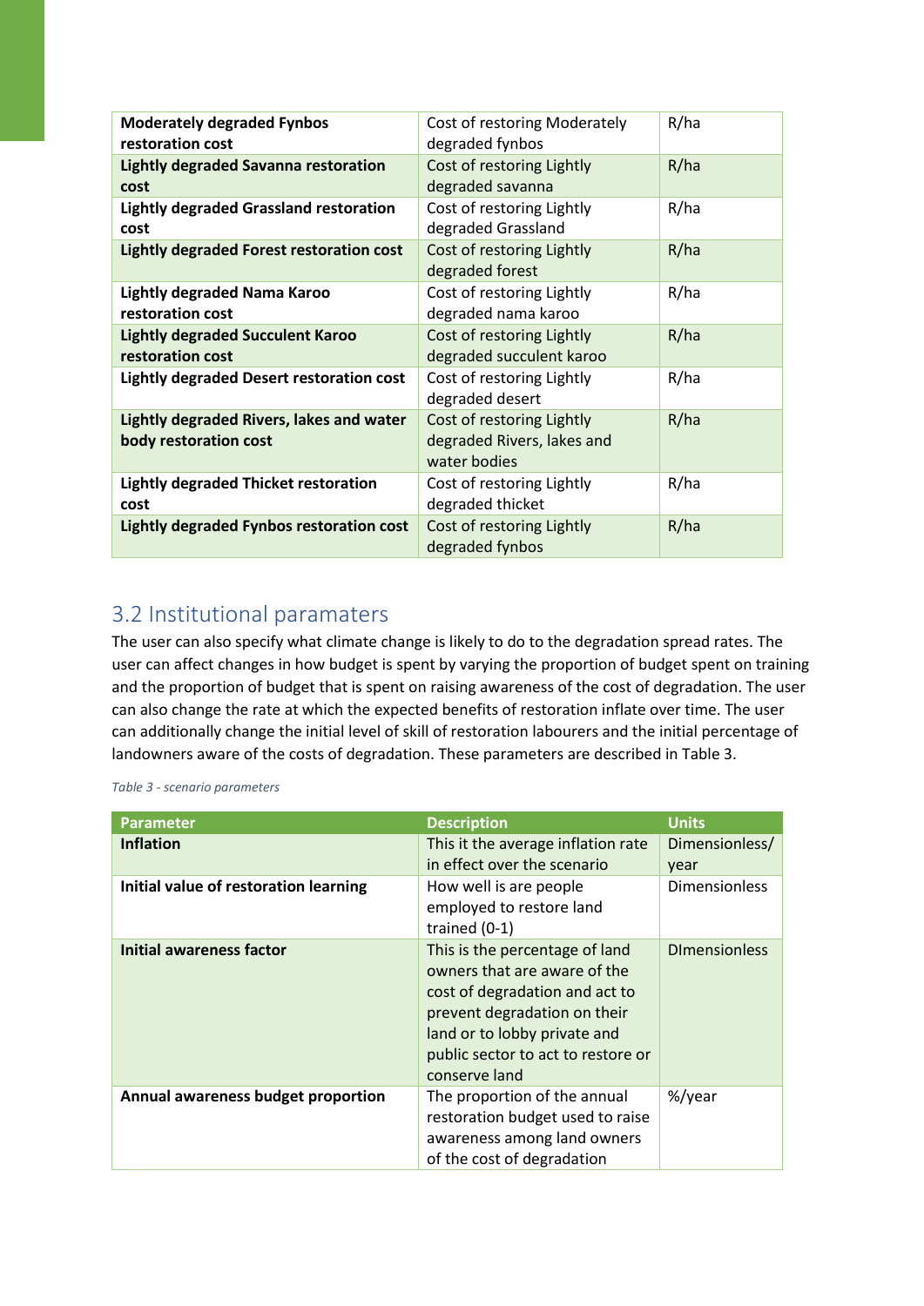| | | |
|---|---|---|
| **Moderately degraded Fynbos restoration cost** | Cost of restoring Moderately degraded fynbos | R/ha |
| **Lightly degraded Savanna restoration cost** | Cost of restoring Lightly degraded savanna | R/ha |
| **Lightly degraded Grassland restoration cost** | Cost of restoring Lightly degraded Grassland | R/ha |
| **Lightly degraded Forest restoration cost** | Cost of restoring Lightly degraded forest | R/ha |
| **Lightly degraded Nama Karoo restoration cost** | Cost of restoring Lightly degraded nama karoo | R/ha |
| **Lightly degraded Succulent Karoo restoration cost** | Cost of restoring Lightly degraded succulent karoo | R/ha |
| **Lightly degraded Desert restoration cost** | Cost of restoring Lightly degraded desert | R/ha |
| **Lightly degraded Rivers, lakes and water body restoration cost** | Cost of restoring Lightly degraded Rivers, lakes and water bodies | R/ha |
| **Lightly degraded Thicket restoration cost** | Cost of restoring Lightly degraded thicket | R/ha |
| **Lightly degraded Fynbos restoration cost** | Cost of restoring Lightly degraded fynbos | R/ha |

## 3.2 Institutional paramaters

The user can also specify what climate change is likely to do to the degradation spread rates. The user can affect changes in how budget is spent by varying the proportion of budget spent on training and the proportion of budget that is spent on raising awareness of the cost of degradation. The user can also change the rate at which the expected benefits of restoration inflate over time. The user can additionally change the initial level of skill of restoration labourers and the initial percentage of landowners aware of the costs of degradation. These parameters are described in Table 3.

*Table 3 - scenario parameters*

| Parameter | Description | Units |
|---|---|---|
| **Inflation** | This it the average inflation rate in effect over the scenario | Dimensionless/ year |
| **Initial value of restoration learning** | How well is are people employed to restore land trained (0-1) | Dimensionless |
| **Initial awareness factor** | This is the percentage of land owners that are aware of the cost of degradation and act to prevent degradation on their land or to lobby private and public sector to act to restore or conserve land | DImensionless |
| **Annual awareness budget proportion** | The proportion of the annual restoration budget used to raise awareness among land owners of the cost of degradation | %/year |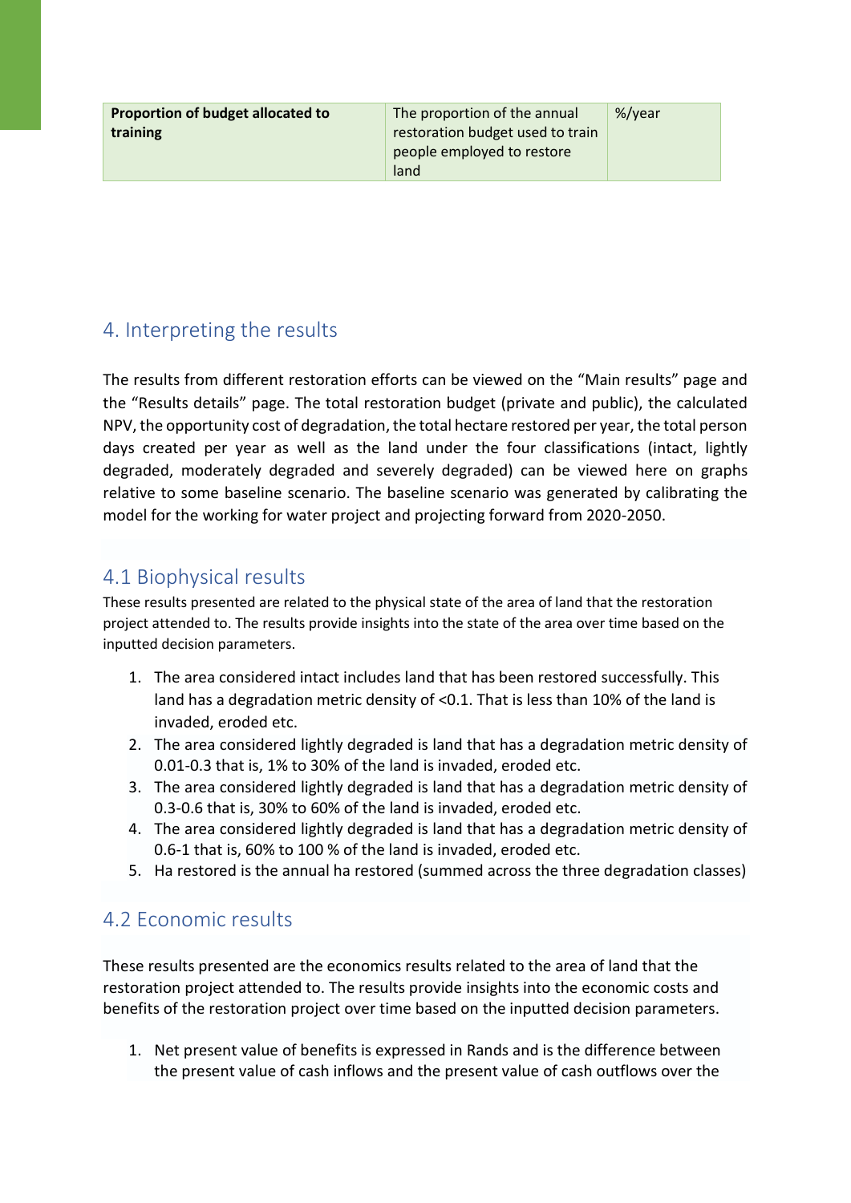| **Proportion of budget allocated to training** | The proportion of the annual restoration budget used to train people employed to restore land | %/year |
|---|---|---|

## 4. Interpreting the results

The results from different restoration efforts can be viewed on the "Main results" page and the "Results details" page. The total restoration budget (private and public), the calculated NPV, the opportunity cost of degradation, the total hectare restored per year, the total person days created per year as well as the land under the four classifications (intact, lightly degraded, moderately degraded and severely degraded) can be viewed here on graphs relative to some baseline scenario. The baseline scenario was generated by calibrating the model for the working for water project and projecting forward from 2020-2050.

### 4.1 Biophysical results

These results presented are related to the physical state of the area of land that the restoration project attended to. The results provide insights into the state of the area over time based on the inputted decision parameters.

1. The area considered intact includes land that has been restored successfully. This land has a degradation metric density of <0.1. That is less than 10% of the land is invaded, eroded etc.
2. The area considered lightly degraded is land that has a degradation metric density of 0.01-0.3 that is, 1% to 30% of the land is invaded, eroded etc.
3. The area considered lightly degraded is land that has a degradation metric density of 0.3-0.6 that is, 30% to 60% of the land is invaded, eroded etc.
4. The area considered lightly degraded is land that has a degradation metric density of 0.6-1 that is, 60% to 100 % of the land is invaded, eroded etc.
5. Ha restored is the annual ha restored (summed across the three degradation classes)

### 4.2 Economic results

These results presented are the economics results related to the area of land that the restoration project attended to. The results provide insights into the economic costs and benefits of the restoration project over time based on the inputted decision parameters.

1. Net present value of benefits is expressed in Rands and is the difference between the present value of cash inflows and the present value of cash outflows over the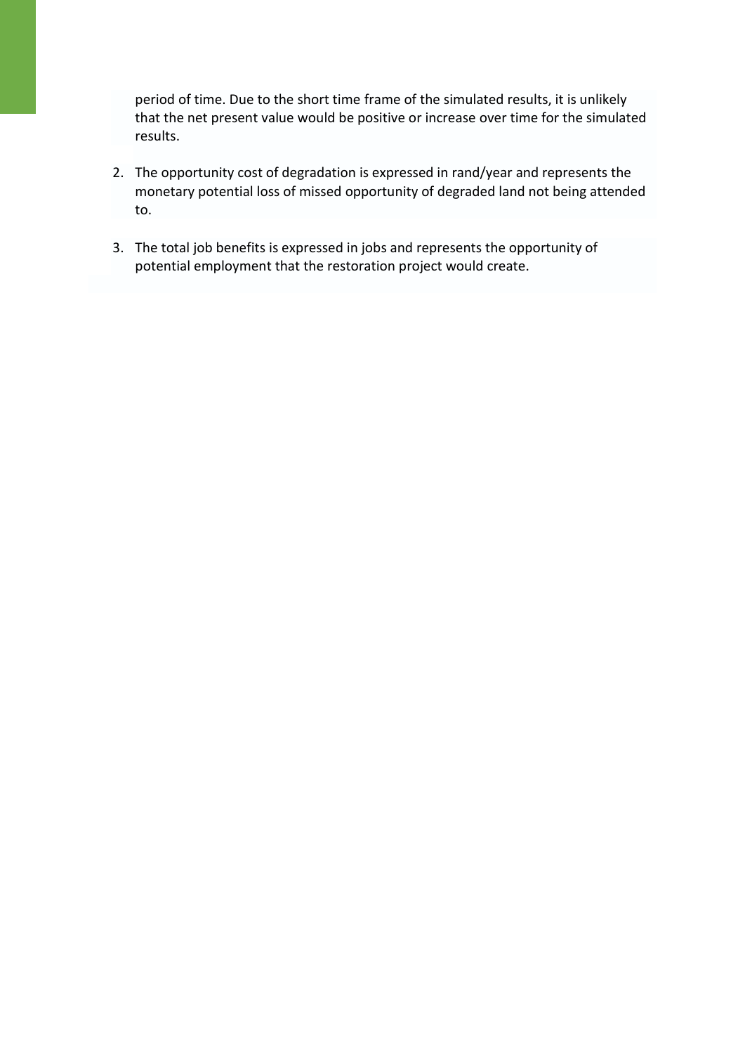period of time. Due to the short time frame of the simulated results, it is unlikely that the net present value would be positive or increase over time for the simulated results.

2. The opportunity cost of degradation is expressed in rand/year and represents the monetary potential loss of missed opportunity of degraded land not being attended to.

3. The total job benefits is expressed in jobs and represents the opportunity of potential employment that the restoration project would create.